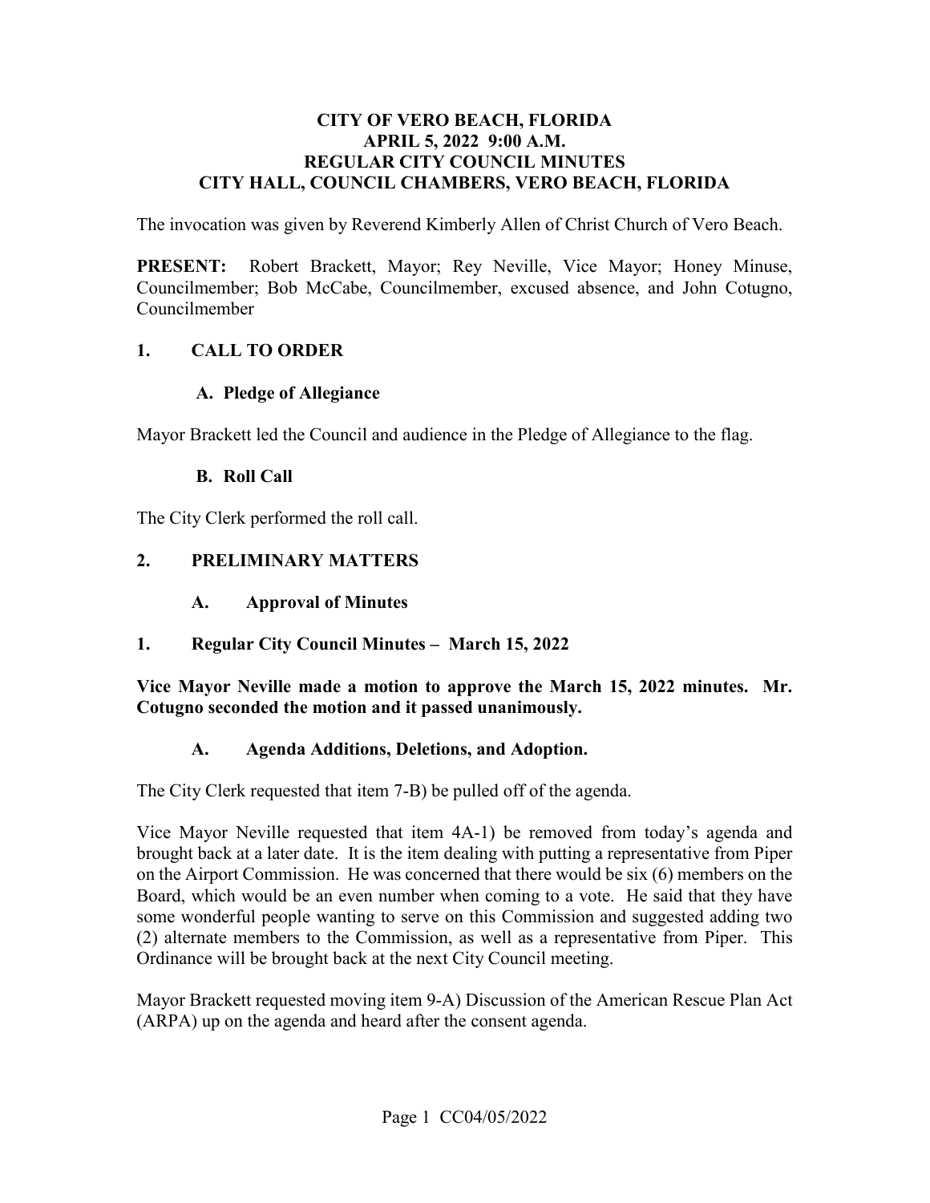# CITY OF VERO BEACH, FLORIDA
## APRIL 5, 2022 9:00 A.M.
## REGULAR CITY COUNCIL MINUTES
## CITY HALL, COUNCIL CHAMBERS, VERO BEACH, FLORIDA

The invocation was given by Reverend Kimberly Allen of Christ Church of Vero Beach.

**PRESENT:** Robert Brackett, Mayor; Rey Neville, Vice Mayor; Honey Minuse, Councilmember; Bob McCabe, Councilmember, excused absence, and John Cotugno, Councilmember

### 1. CALL TO ORDER

#### A. Pledge of Allegiance

Mayor Brackett led the Council and audience in the Pledge of Allegiance to the flag.

#### B. Roll Call

The City Clerk performed the roll call.

### 2. PRELIMINARY MATTERS

#### A. Approval of Minutes

#### 1. Regular City Council Minutes – March 15, 2022

**Vice Mayor Neville made a motion to approve the March 15, 2022 minutes. Mr. Cotugno seconded the motion and it passed unanimously.**

#### A. Agenda Additions, Deletions, and Adoption.

The City Clerk requested that item 7-B) be pulled off of the agenda.

Vice Mayor Neville requested that item 4A-1) be removed from today's agenda and brought back at a later date. It is the item dealing with putting a representative from Piper on the Airport Commission. He was concerned that there would be six (6) members on the Board, which would be an even number when coming to a vote. He said that they have some wonderful people wanting to serve on this Commission and suggested adding two (2) alternate members to the Commission, as well as a representative from Piper. This Ordinance will be brought back at the next City Council meeting.

Mayor Brackett requested moving item 9-A) Discussion of the American Rescue Plan Act (ARPA) up on the agenda and heard after the consent agenda.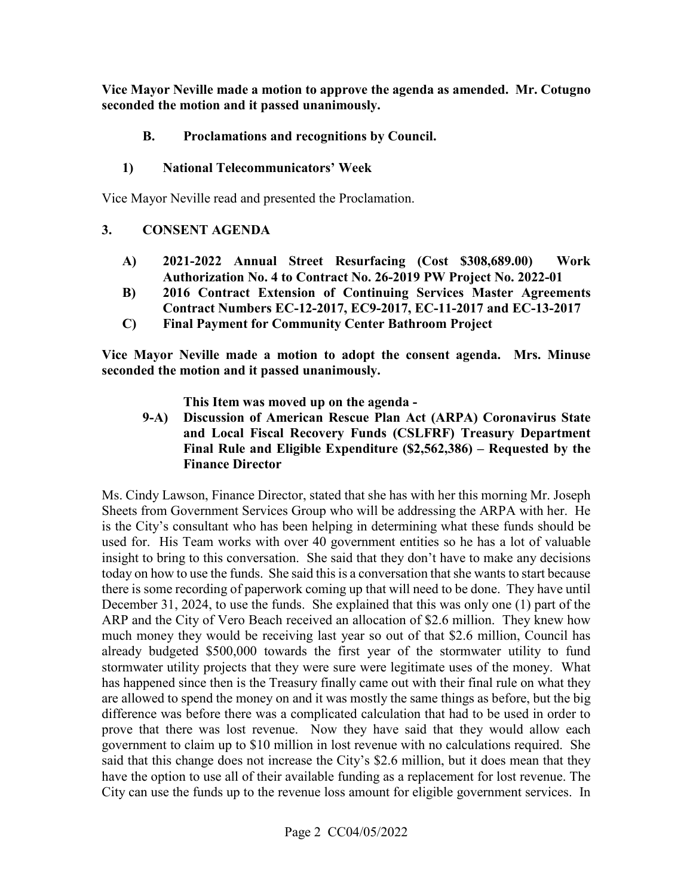**Vice Mayor Neville made a motion to approve the agenda as amended. Mr. Cotugno seconded the motion and it passed unanimously.**

**B. Proclamations and recognitions by Council.**

**1) National Telecommunicators' Week**

Vice Mayor Neville read and presented the Proclamation.

## 3. CONSENT AGENDA

**A) 2021-2022 Annual Street Resurfacing (Cost $308,689.00) Work Authorization No. 4 to Contract No. 26-2019 PW Project No. 2022-01**

**B) 2016 Contract Extension of Continuing Services Master Agreements Contract Numbers EC-12-2017, EC9-2017, EC-11-2017 and EC-13-2017**

**C) Final Payment for Community Center Bathroom Project**

**Vice Mayor Neville made a motion to adopt the consent agenda. Mrs. Minuse seconded the motion and it passed unanimously.**

**This Item was moved up on the agenda -**

**9-A) Discussion of American Rescue Plan Act (ARPA) Coronavirus State and Local Fiscal Recovery Funds (CSLFRF) Treasury Department Final Rule and Eligible Expenditure ($2,562,386) – Requested by the Finance Director**

Ms. Cindy Lawson, Finance Director, stated that she has with her this morning Mr. Joseph Sheets from Government Services Group who will be addressing the ARPA with her. He is the City's consultant who has been helping in determining what these funds should be used for. His Team works with over 40 government entities so he has a lot of valuable insight to bring to this conversation. She said that they don't have to make any decisions today on how to use the funds. She said this is a conversation that she wants to start because there is some recording of paperwork coming up that will need to be done. They have until December 31, 2024, to use the funds. She explained that this was only one (1) part of the ARP and the City of Vero Beach received an allocation of $2.6 million. They knew how much money they would be receiving last year so out of that $2.6 million, Council has already budgeted $500,000 towards the first year of the stormwater utility to fund stormwater utility projects that they were sure were legitimate uses of the money. What has happened since then is the Treasury finally came out with their final rule on what they are allowed to spend the money on and it was mostly the same things as before, but the big difference was before there was a complicated calculation that had to be used in order to prove that there was lost revenue. Now they have said that they would allow each government to claim up to $10 million in lost revenue with no calculations required. She said that this change does not increase the City's $2.6 million, but it does mean that they have the option to use all of their available funding as a replacement for lost revenue. The City can use the funds up to the revenue loss amount for eligible government services. In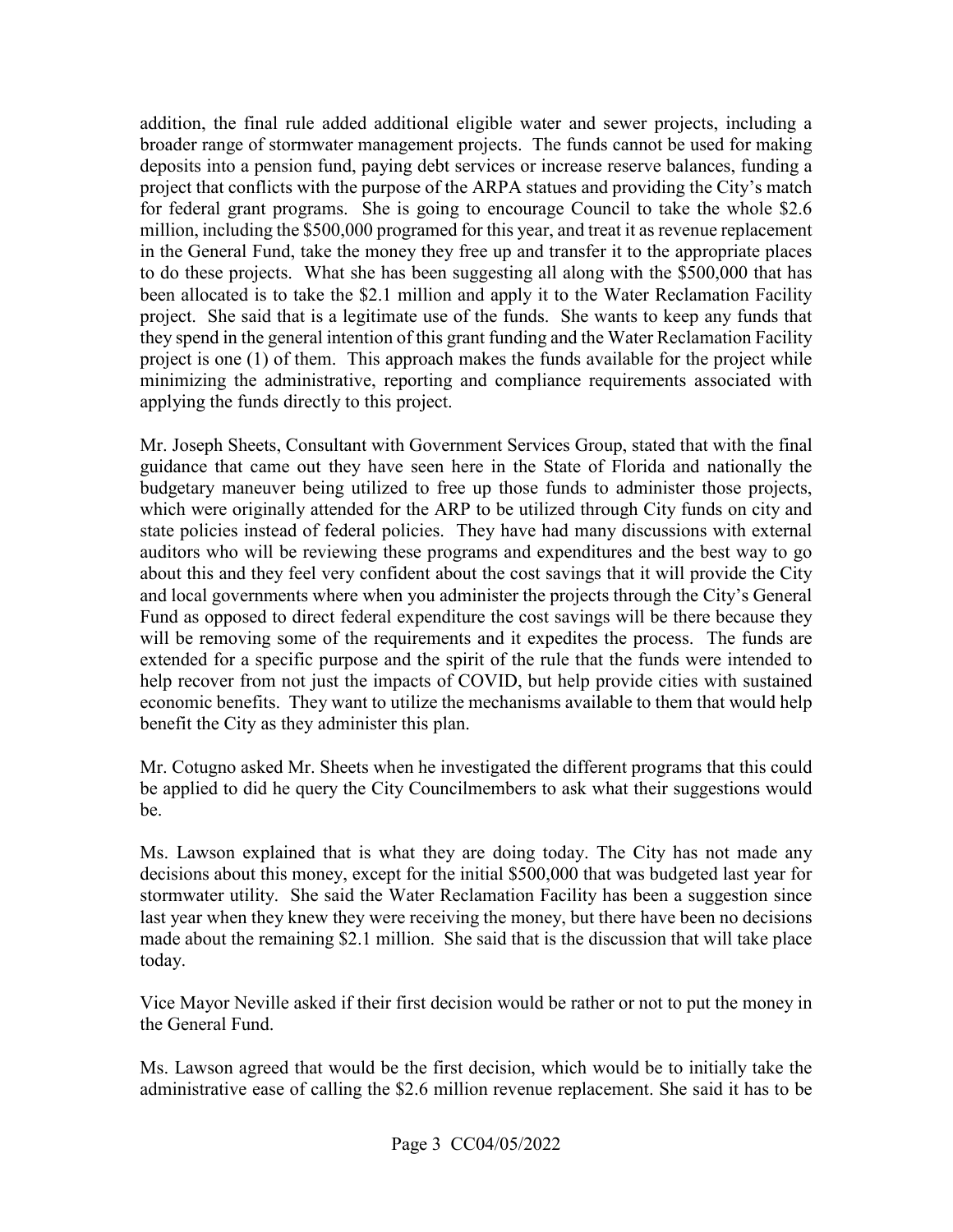addition, the final rule added additional eligible water and sewer projects, including a broader range of stormwater management projects. The funds cannot be used for making deposits into a pension fund, paying debt services or increase reserve balances, funding a project that conflicts with the purpose of the ARPA statues and providing the City's match for federal grant programs. She is going to encourage Council to take the whole $2.6 million, including the $500,000 programed for this year, and treat it as revenue replacement in the General Fund, take the money they free up and transfer it to the appropriate places to do these projects. What she has been suggesting all along with the $500,000 that has been allocated is to take the $2.1 million and apply it to the Water Reclamation Facility project. She said that is a legitimate use of the funds. She wants to keep any funds that they spend in the general intention of this grant funding and the Water Reclamation Facility project is one (1) of them. This approach makes the funds available for the project while minimizing the administrative, reporting and compliance requirements associated with applying the funds directly to this project.

Mr. Joseph Sheets, Consultant with Government Services Group, stated that with the final guidance that came out they have seen here in the State of Florida and nationally the budgetary maneuver being utilized to free up those funds to administer those projects, which were originally attended for the ARP to be utilized through City funds on city and state policies instead of federal policies. They have had many discussions with external auditors who will be reviewing these programs and expenditures and the best way to go about this and they feel very confident about the cost savings that it will provide the City and local governments where when you administer the projects through the City's General Fund as opposed to direct federal expenditure the cost savings will be there because they will be removing some of the requirements and it expedites the process. The funds are extended for a specific purpose and the spirit of the rule that the funds were intended to help recover from not just the impacts of COVID, but help provide cities with sustained economic benefits. They want to utilize the mechanisms available to them that would help benefit the City as they administer this plan.

Mr. Cotugno asked Mr. Sheets when he investigated the different programs that this could be applied to did he query the City Councilmembers to ask what their suggestions would be.

Ms. Lawson explained that is what they are doing today. The City has not made any decisions about this money, except for the initial $500,000 that was budgeted last year for stormwater utility. She said the Water Reclamation Facility has been a suggestion since last year when they knew they were receiving the money, but there have been no decisions made about the remaining $2.1 million. She said that is the discussion that will take place today.

Vice Mayor Neville asked if their first decision would be rather or not to put the money in the General Fund.

Ms. Lawson agreed that would be the first decision, which would be to initially take the administrative ease of calling the $2.6 million revenue replacement. She said it has to be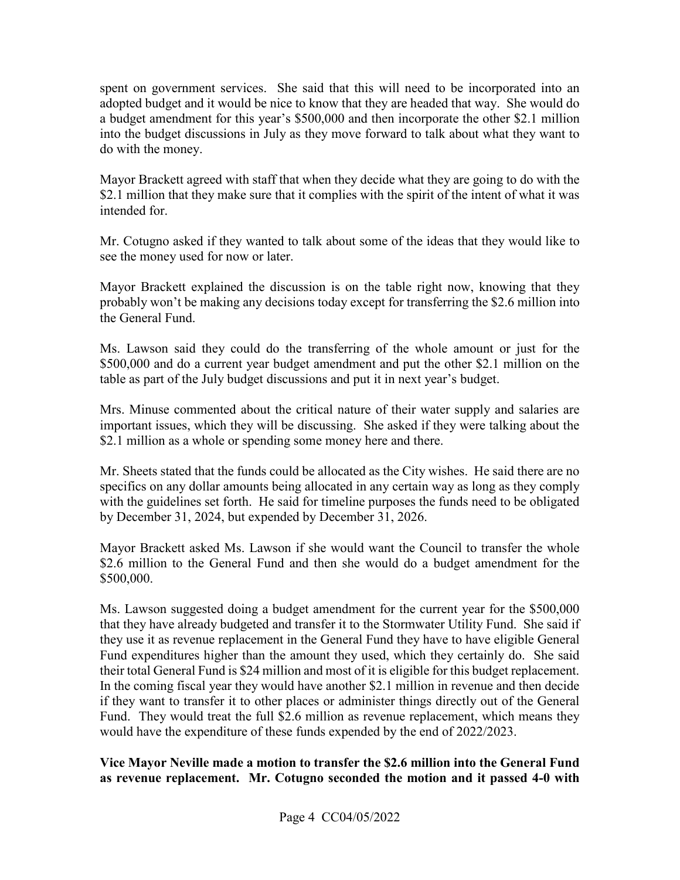spent on government services. She said that this will need to be incorporated into an adopted budget and it would be nice to know that they are headed that way. She would do a budget amendment for this year's $500,000 and then incorporate the other $2.1 million into the budget discussions in July as they move forward to talk about what they want to do with the money.

Mayor Brackett agreed with staff that when they decide what they are going to do with the $2.1 million that they make sure that it complies with the spirit of the intent of what it was intended for.

Mr. Cotugno asked if they wanted to talk about some of the ideas that they would like to see the money used for now or later.

Mayor Brackett explained the discussion is on the table right now, knowing that they probably won't be making any decisions today except for transferring the $2.6 million into the General Fund.

Ms. Lawson said they could do the transferring of the whole amount or just for the $500,000 and do a current year budget amendment and put the other $2.1 million on the table as part of the July budget discussions and put it in next year's budget.

Mrs. Minuse commented about the critical nature of their water supply and salaries are important issues, which they will be discussing. She asked if they were talking about the $2.1 million as a whole or spending some money here and there.

Mr. Sheets stated that the funds could be allocated as the City wishes. He said there are no specifics on any dollar amounts being allocated in any certain way as long as they comply with the guidelines set forth. He said for timeline purposes the funds need to be obligated by December 31, 2024, but expended by December 31, 2026.

Mayor Brackett asked Ms. Lawson if she would want the Council to transfer the whole $2.6 million to the General Fund and then she would do a budget amendment for the $500,000.

Ms. Lawson suggested doing a budget amendment for the current year for the $500,000 that they have already budgeted and transfer it to the Stormwater Utility Fund. She said if they use it as revenue replacement in the General Fund they have to have eligible General Fund expenditures higher than the amount they used, which they certainly do. She said their total General Fund is $24 million and most of it is eligible for this budget replacement. In the coming fiscal year they would have another $2.1 million in revenue and then decide if they want to transfer it to other places or administer things directly out of the General Fund. They would treat the full $2.6 million as revenue replacement, which means they would have the expenditure of these funds expended by the end of 2022/2023.

**Vice Mayor Neville made a motion to transfer the $2.6 million into the General Fund as revenue replacement. Mr. Cotugno seconded the motion and it passed 4-0 with**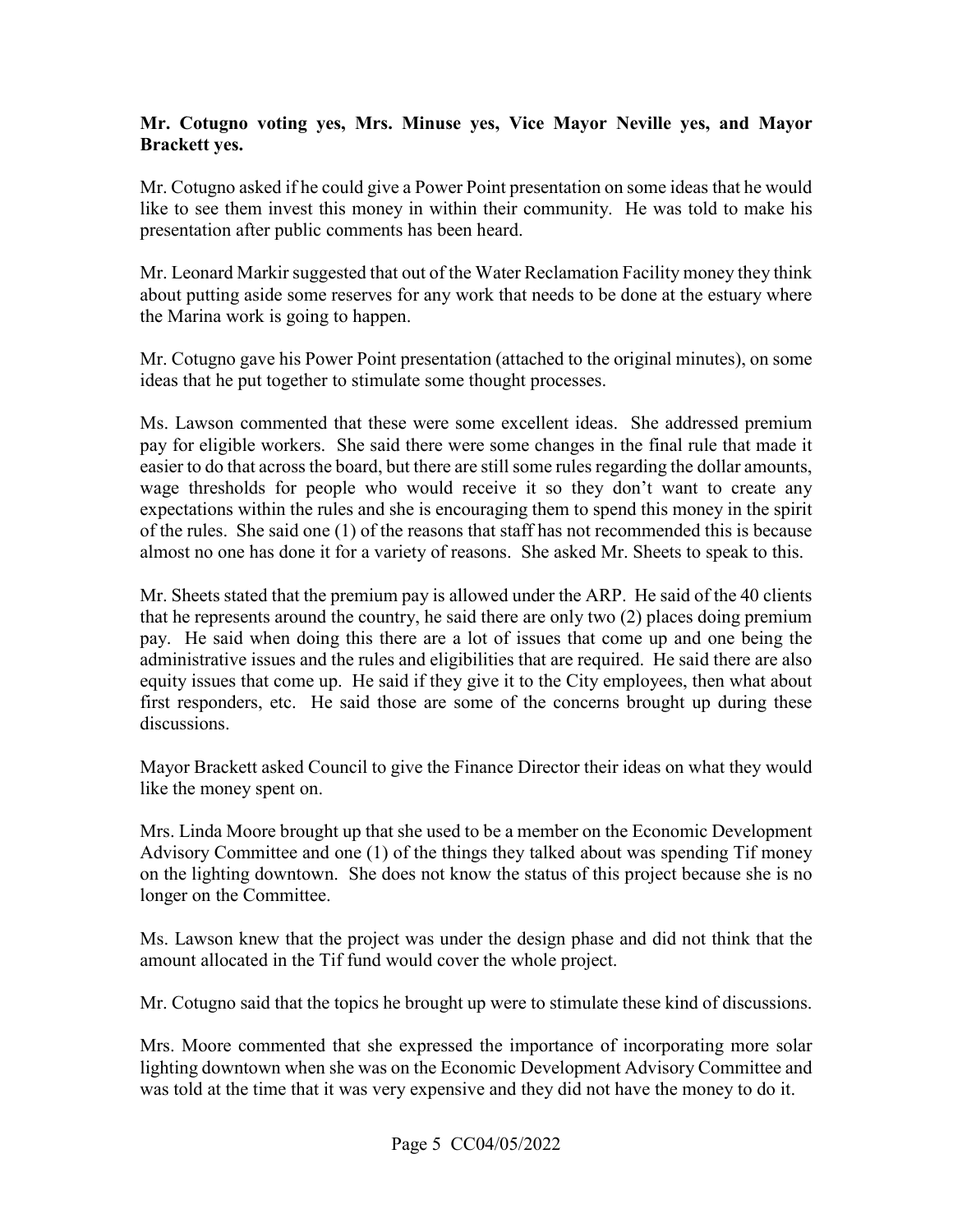**Mr. Cotugno voting yes, Mrs. Minuse yes, Vice Mayor Neville yes, and Mayor Brackett yes.**

Mr. Cotugno asked if he could give a Power Point presentation on some ideas that he would like to see them invest this money in within their community. He was told to make his presentation after public comments has been heard.

Mr. Leonard Markir suggested that out of the Water Reclamation Facility money they think about putting aside some reserves for any work that needs to be done at the estuary where the Marina work is going to happen.

Mr. Cotugno gave his Power Point presentation (attached to the original minutes), on some ideas that he put together to stimulate some thought processes.

Ms. Lawson commented that these were some excellent ideas. She addressed premium pay for eligible workers. She said there were some changes in the final rule that made it easier to do that across the board, but there are still some rules regarding the dollar amounts, wage thresholds for people who would receive it so they don't want to create any expectations within the rules and she is encouraging them to spend this money in the spirit of the rules. She said one (1) of the reasons that staff has not recommended this is because almost no one has done it for a variety of reasons. She asked Mr. Sheets to speak to this.

Mr. Sheets stated that the premium pay is allowed under the ARP. He said of the 40 clients that he represents around the country, he said there are only two (2) places doing premium pay. He said when doing this there are a lot of issues that come up and one being the administrative issues and the rules and eligibilities that are required. He said there are also equity issues that come up. He said if they give it to the City employees, then what about first responders, etc. He said those are some of the concerns brought up during these discussions.

Mayor Brackett asked Council to give the Finance Director their ideas on what they would like the money spent on.

Mrs. Linda Moore brought up that she used to be a member on the Economic Development Advisory Committee and one (1) of the things they talked about was spending Tif money on the lighting downtown. She does not know the status of this project because she is no longer on the Committee.

Ms. Lawson knew that the project was under the design phase and did not think that the amount allocated in the Tif fund would cover the whole project.

Mr. Cotugno said that the topics he brought up were to stimulate these kind of discussions.

Mrs. Moore commented that she expressed the importance of incorporating more solar lighting downtown when she was on the Economic Development Advisory Committee and was told at the time that it was very expensive and they did not have the money to do it.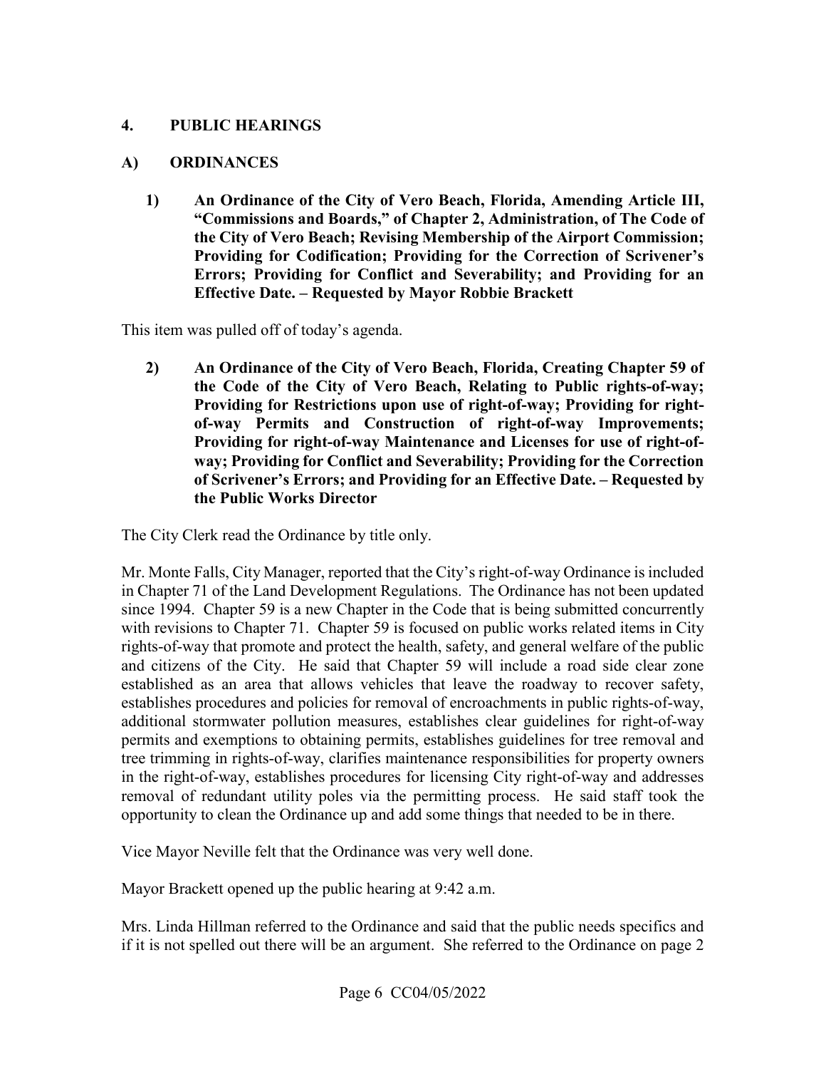## 4. PUBLIC HEARINGS

### A) ORDINANCES

**1) An Ordinance of the City of Vero Beach, Florida, Amending Article III, "Commissions and Boards," of Chapter 2, Administration, of The Code of the City of Vero Beach; Revising Membership of the Airport Commission; Providing for Codification; Providing for the Correction of Scrivener's Errors; Providing for Conflict and Severability; and Providing for an Effective Date. – Requested by Mayor Robbie Brackett**

This item was pulled off of today's agenda.

**2) An Ordinance of the City of Vero Beach, Florida, Creating Chapter 59 of the Code of the City of Vero Beach, Relating to Public rights-of-way; Providing for Restrictions upon use of right-of-way; Providing for right-of-way Permits and Construction of right-of-way Improvements; Providing for right-of-way Maintenance and Licenses for use of right-of-way; Providing for Conflict and Severability; Providing for the Correction of Scrivener's Errors; and Providing for an Effective Date. – Requested by the Public Works Director**

The City Clerk read the Ordinance by title only.

Mr. Monte Falls, City Manager, reported that the City's right-of-way Ordinance is included in Chapter 71 of the Land Development Regulations. The Ordinance has not been updated since 1994. Chapter 59 is a new Chapter in the Code that is being submitted concurrently with revisions to Chapter 71. Chapter 59 is focused on public works related items in City rights-of-way that promote and protect the health, safety, and general welfare of the public and citizens of the City. He said that Chapter 59 will include a road side clear zone established as an area that allows vehicles that leave the roadway to recover safety, establishes procedures and policies for removal of encroachments in public rights-of-way, additional stormwater pollution measures, establishes clear guidelines for right-of-way permits and exemptions to obtaining permits, establishes guidelines for tree removal and tree trimming in rights-of-way, clarifies maintenance responsibilities for property owners in the right-of-way, establishes procedures for licensing City right-of-way and addresses removal of redundant utility poles via the permitting process. He said staff took the opportunity to clean the Ordinance up and add some things that needed to be in there.

Vice Mayor Neville felt that the Ordinance was very well done.

Mayor Brackett opened up the public hearing at 9:42 a.m.

Mrs. Linda Hillman referred to the Ordinance and said that the public needs specifics and if it is not spelled out there will be an argument. She referred to the Ordinance on page 2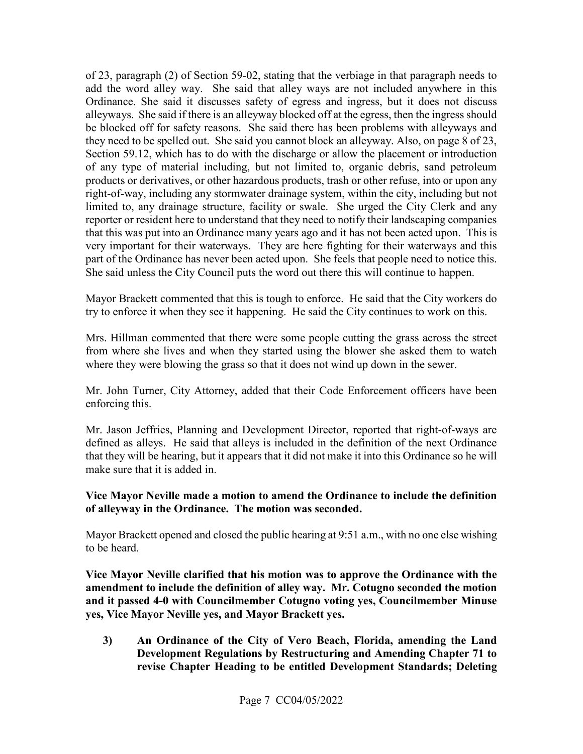of 23, paragraph (2) of Section 59-02, stating that the verbiage in that paragraph needs to add the word alley way. She said that alley ways are not included anywhere in this Ordinance. She said it discusses safety of egress and ingress, but it does not discuss alleyways. She said if there is an alleyway blocked off at the egress, then the ingress should be blocked off for safety reasons. She said there has been problems with alleyways and they need to be spelled out. She said you cannot block an alleyway. Also, on page 8 of 23, Section 59.12, which has to do with the discharge or allow the placement or introduction of any type of material including, but not limited to, organic debris, sand petroleum products or derivatives, or other hazardous products, trash or other refuse, into or upon any right-of-way, including any stormwater drainage system, within the city, including but not limited to, any drainage structure, facility or swale. She urged the City Clerk and any reporter or resident here to understand that they need to notify their landscaping companies that this was put into an Ordinance many years ago and it has not been acted upon. This is very important for their waterways. They are here fighting for their waterways and this part of the Ordinance has never been acted upon. She feels that people need to notice this. She said unless the City Council puts the word out there this will continue to happen.

Mayor Brackett commented that this is tough to enforce. He said that the City workers do try to enforce it when they see it happening. He said the City continues to work on this.

Mrs. Hillman commented that there were some people cutting the grass across the street from where she lives and when they started using the blower she asked them to watch where they were blowing the grass so that it does not wind up down in the sewer.

Mr. John Turner, City Attorney, added that their Code Enforcement officers have been enforcing this.

Mr. Jason Jeffries, Planning and Development Director, reported that right-of-ways are defined as alleys. He said that alleys is included in the definition of the next Ordinance that they will be hearing, but it appears that it did not make it into this Ordinance so he will make sure that it is added in.

**Vice Mayor Neville made a motion to amend the Ordinance to include the definition of alleyway in the Ordinance. The motion was seconded.**

Mayor Brackett opened and closed the public hearing at 9:51 a.m., with no one else wishing to be heard.

**Vice Mayor Neville clarified that his motion was to approve the Ordinance with the amendment to include the definition of alley way. Mr. Cotugno seconded the motion and it passed 4-0 with Councilmember Cotugno voting yes, Councilmember Minuse yes, Vice Mayor Neville yes, and Mayor Brackett yes.**

**3) An Ordinance of the City of Vero Beach, Florida, amending the Land Development Regulations by Restructuring and Amending Chapter 71 to revise Chapter Heading to be entitled Development Standards; Deleting**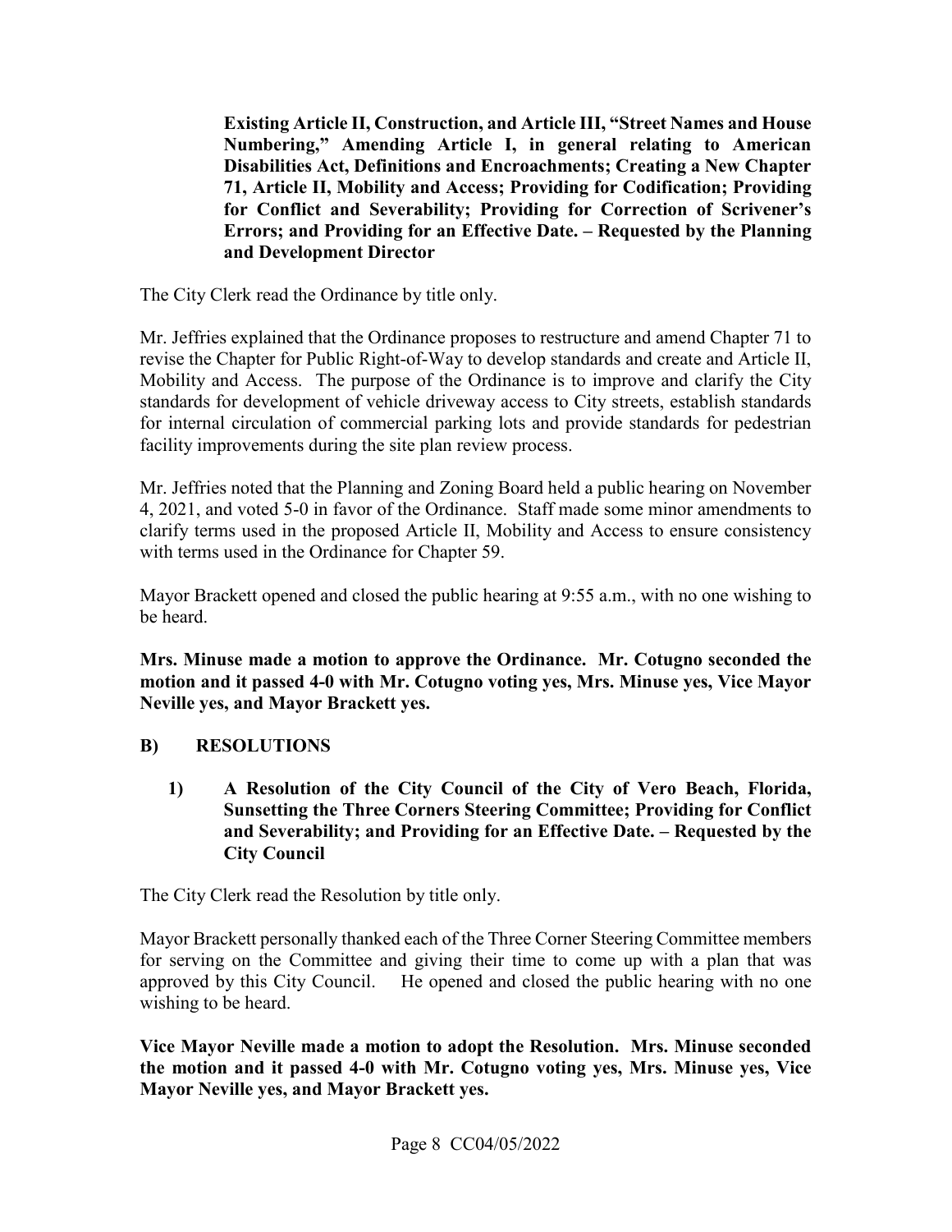**Existing Article II, Construction, and Article III, "Street Names and House Numbering," Amending Article I, in general relating to American Disabilities Act, Definitions and Encroachments; Creating a New Chapter 71, Article II, Mobility and Access; Providing for Codification; Providing for Conflict and Severability; Providing for Correction of Scrivener's Errors; and Providing for an Effective Date. – Requested by the Planning and Development Director**

The City Clerk read the Ordinance by title only.

Mr. Jeffries explained that the Ordinance proposes to restructure and amend Chapter 71 to revise the Chapter for Public Right-of-Way to develop standards and create and Article II, Mobility and Access. The purpose of the Ordinance is to improve and clarify the City standards for development of vehicle driveway access to City streets, establish standards for internal circulation of commercial parking lots and provide standards for pedestrian facility improvements during the site plan review process.

Mr. Jeffries noted that the Planning and Zoning Board held a public hearing on November 4, 2021, and voted 5-0 in favor of the Ordinance. Staff made some minor amendments to clarify terms used in the proposed Article II, Mobility and Access to ensure consistency with terms used in the Ordinance for Chapter 59.

Mayor Brackett opened and closed the public hearing at 9:55 a.m., with no one wishing to be heard.

**Mrs. Minuse made a motion to approve the Ordinance. Mr. Cotugno seconded the motion and it passed 4-0 with Mr. Cotugno voting yes, Mrs. Minuse yes, Vice Mayor Neville yes, and Mayor Brackett yes.**

## B) RESOLUTIONS

1) **A Resolution of the City Council of the City of Vero Beach, Florida, Sunsetting the Three Corners Steering Committee; Providing for Conflict and Severability; and Providing for an Effective Date. – Requested by the City Council**

The City Clerk read the Resolution by title only.

Mayor Brackett personally thanked each of the Three Corner Steering Committee members for serving on the Committee and giving their time to come up with a plan that was approved by this City Council. He opened and closed the public hearing with no one wishing to be heard.

**Vice Mayor Neville made a motion to adopt the Resolution. Mrs. Minuse seconded the motion and it passed 4-0 with Mr. Cotugno voting yes, Mrs. Minuse yes, Vice Mayor Neville yes, and Mayor Brackett yes.**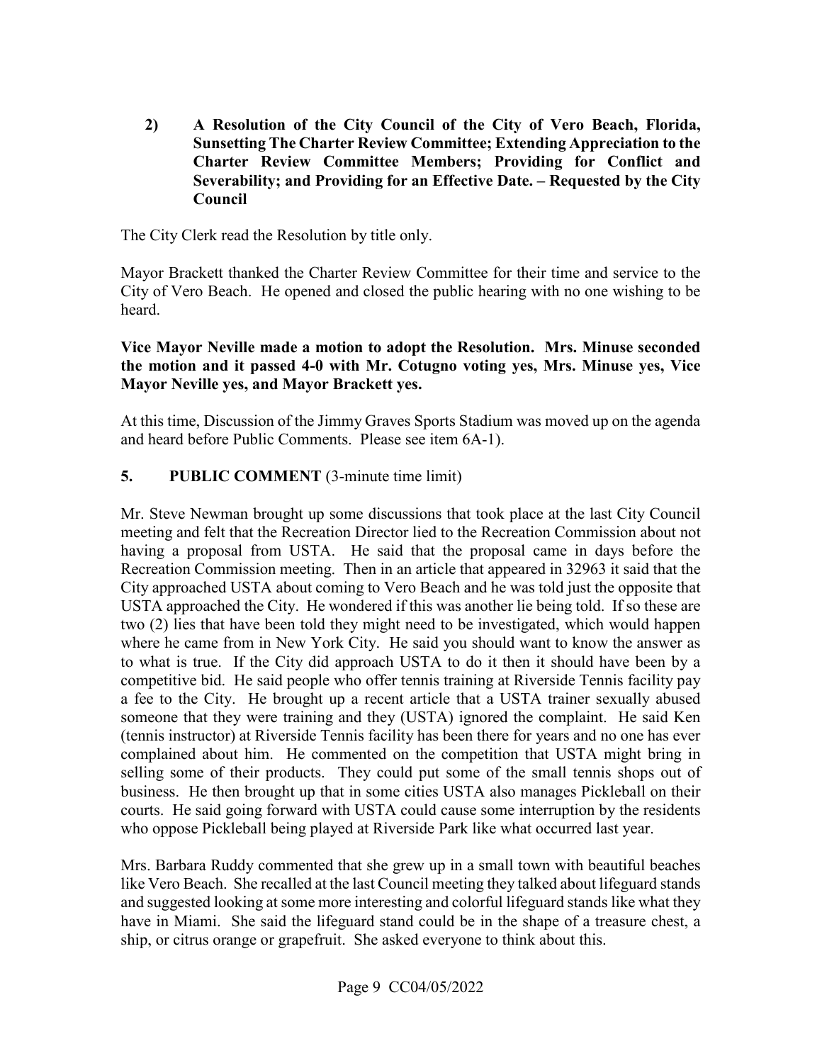**2) A Resolution of the City Council of the City of Vero Beach, Florida, Sunsetting The Charter Review Committee; Extending Appreciation to the Charter Review Committee Members; Providing for Conflict and Severability; and Providing for an Effective Date. – Requested by the City Council**

The City Clerk read the Resolution by title only.

Mayor Brackett thanked the Charter Review Committee for their time and service to the City of Vero Beach. He opened and closed the public hearing with no one wishing to be heard.

**Vice Mayor Neville made a motion to adopt the Resolution. Mrs. Minuse seconded the motion and it passed 4-0 with Mr. Cotugno voting yes, Mrs. Minuse yes, Vice Mayor Neville yes, and Mayor Brackett yes.**

At this time, Discussion of the Jimmy Graves Sports Stadium was moved up on the agenda and heard before Public Comments. Please see item 6A-1).

## 5. PUBLIC COMMENT (3-minute time limit)

Mr. Steve Newman brought up some discussions that took place at the last City Council meeting and felt that the Recreation Director lied to the Recreation Commission about not having a proposal from USTA. He said that the proposal came in days before the Recreation Commission meeting. Then in an article that appeared in 32963 it said that the City approached USTA about coming to Vero Beach and he was told just the opposite that USTA approached the City. He wondered if this was another lie being told. If so these are two (2) lies that have been told they might need to be investigated, which would happen where he came from in New York City. He said you should want to know the answer as to what is true. If the City did approach USTA to do it then it should have been by a competitive bid. He said people who offer tennis training at Riverside Tennis facility pay a fee to the City. He brought up a recent article that a USTA trainer sexually abused someone that they were training and they (USTA) ignored the complaint. He said Ken (tennis instructor) at Riverside Tennis facility has been there for years and no one has ever complained about him. He commented on the competition that USTA might bring in selling some of their products. They could put some of the small tennis shops out of business. He then brought up that in some cities USTA also manages Pickleball on their courts. He said going forward with USTA could cause some interruption by the residents who oppose Pickleball being played at Riverside Park like what occurred last year.

Mrs. Barbara Ruddy commented that she grew up in a small town with beautiful beaches like Vero Beach. She recalled at the last Council meeting they talked about lifeguard stands and suggested looking at some more interesting and colorful lifeguard stands like what they have in Miami. She said the lifeguard stand could be in the shape of a treasure chest, a ship, or citrus orange or grapefruit. She asked everyone to think about this.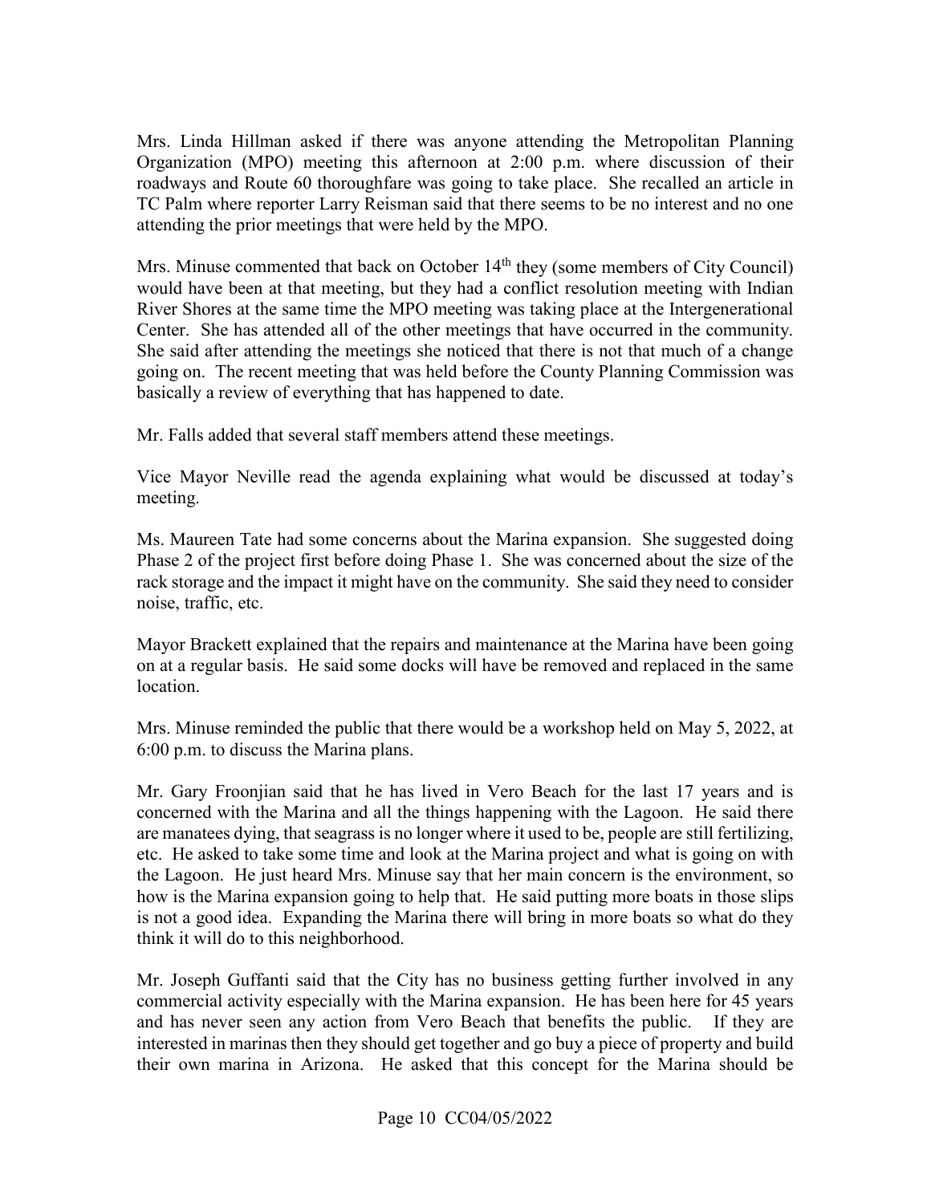Mrs. Linda Hillman asked if there was anyone attending the Metropolitan Planning Organization (MPO) meeting this afternoon at 2:00 p.m. where discussion of their roadways and Route 60 thoroughfare was going to take place. She recalled an article in TC Palm where reporter Larry Reisman said that there seems to be no interest and no one attending the prior meetings that were held by the MPO.

Mrs. Minuse commented that back on October 14th they (some members of City Council) would have been at that meeting, but they had a conflict resolution meeting with Indian River Shores at the same time the MPO meeting was taking place at the Intergenerational Center. She has attended all of the other meetings that have occurred in the community. She said after attending the meetings she noticed that there is not that much of a change going on. The recent meeting that was held before the County Planning Commission was basically a review of everything that has happened to date.

Mr. Falls added that several staff members attend these meetings.

Vice Mayor Neville read the agenda explaining what would be discussed at today's meeting.

Ms. Maureen Tate had some concerns about the Marina expansion. She suggested doing Phase 2 of the project first before doing Phase 1. She was concerned about the size of the rack storage and the impact it might have on the community. She said they need to consider noise, traffic, etc.

Mayor Brackett explained that the repairs and maintenance at the Marina have been going on at a regular basis. He said some docks will have be removed and replaced in the same location.

Mrs. Minuse reminded the public that there would be a workshop held on May 5, 2022, at 6:00 p.m. to discuss the Marina plans.

Mr. Gary Froonjian said that he has lived in Vero Beach for the last 17 years and is concerned with the Marina and all the things happening with the Lagoon. He said there are manatees dying, that seagrass is no longer where it used to be, people are still fertilizing, etc. He asked to take some time and look at the Marina project and what is going on with the Lagoon. He just heard Mrs. Minuse say that her main concern is the environment, so how is the Marina expansion going to help that. He said putting more boats in those slips is not a good idea. Expanding the Marina there will bring in more boats so what do they think it will do to this neighborhood.

Mr. Joseph Guffanti said that the City has no business getting further involved in any commercial activity especially with the Marina expansion. He has been here for 45 years and has never seen any action from Vero Beach that benefits the public. If they are interested in marinas then they should get together and go buy a piece of property and build their own marina in Arizona. He asked that this concept for the Marina should be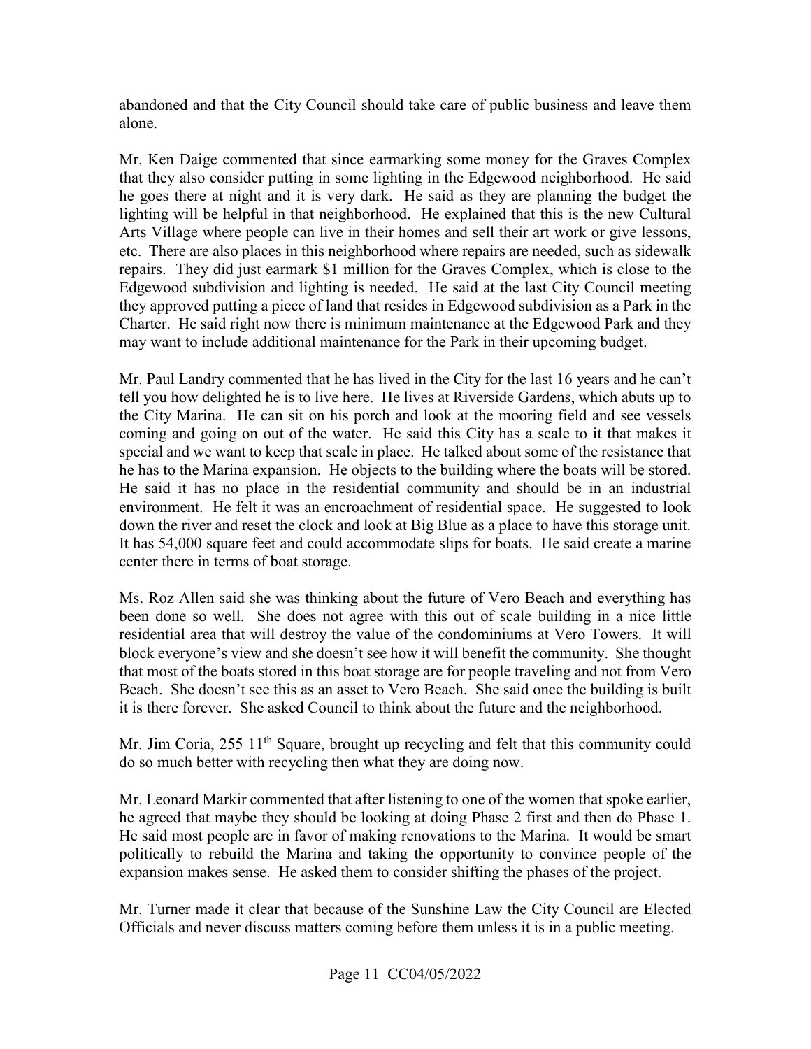abandoned and that the City Council should take care of public business and leave them alone.

Mr. Ken Daige commented that since earmarking some money for the Graves Complex that they also consider putting in some lighting in the Edgewood neighborhood. He said he goes there at night and it is very dark. He said as they are planning the budget the lighting will be helpful in that neighborhood. He explained that this is the new Cultural Arts Village where people can live in their homes and sell their art work or give lessons, etc. There are also places in this neighborhood where repairs are needed, such as sidewalk repairs. They did just earmark $1 million for the Graves Complex, which is close to the Edgewood subdivision and lighting is needed. He said at the last City Council meeting they approved putting a piece of land that resides in Edgewood subdivision as a Park in the Charter. He said right now there is minimum maintenance at the Edgewood Park and they may want to include additional maintenance for the Park in their upcoming budget.

Mr. Paul Landry commented that he has lived in the City for the last 16 years and he can't tell you how delighted he is to live here. He lives at Riverside Gardens, which abuts up to the City Marina. He can sit on his porch and look at the mooring field and see vessels coming and going on out of the water. He said this City has a scale to it that makes it special and we want to keep that scale in place. He talked about some of the resistance that he has to the Marina expansion. He objects to the building where the boats will be stored. He said it has no place in the residential community and should be in an industrial environment. He felt it was an encroachment of residential space. He suggested to look down the river and reset the clock and look at Big Blue as a place to have this storage unit. It has 54,000 square feet and could accommodate slips for boats. He said create a marine center there in terms of boat storage.

Ms. Roz Allen said she was thinking about the future of Vero Beach and everything has been done so well. She does not agree with this out of scale building in a nice little residential area that will destroy the value of the condominiums at Vero Towers. It will block everyone's view and she doesn't see how it will benefit the community. She thought that most of the boats stored in this boat storage are for people traveling and not from Vero Beach. She doesn't see this as an asset to Vero Beach. She said once the building is built it is there forever. She asked Council to think about the future and the neighborhood.

Mr. Jim Coria, 255 11th Square, brought up recycling and felt that this community could do so much better with recycling then what they are doing now.

Mr. Leonard Markir commented that after listening to one of the women that spoke earlier, he agreed that maybe they should be looking at doing Phase 2 first and then do Phase 1. He said most people are in favor of making renovations to the Marina. It would be smart politically to rebuild the Marina and taking the opportunity to convince people of the expansion makes sense. He asked them to consider shifting the phases of the project.

Mr. Turner made it clear that because of the Sunshine Law the City Council are Elected Officials and never discuss matters coming before them unless it is in a public meeting.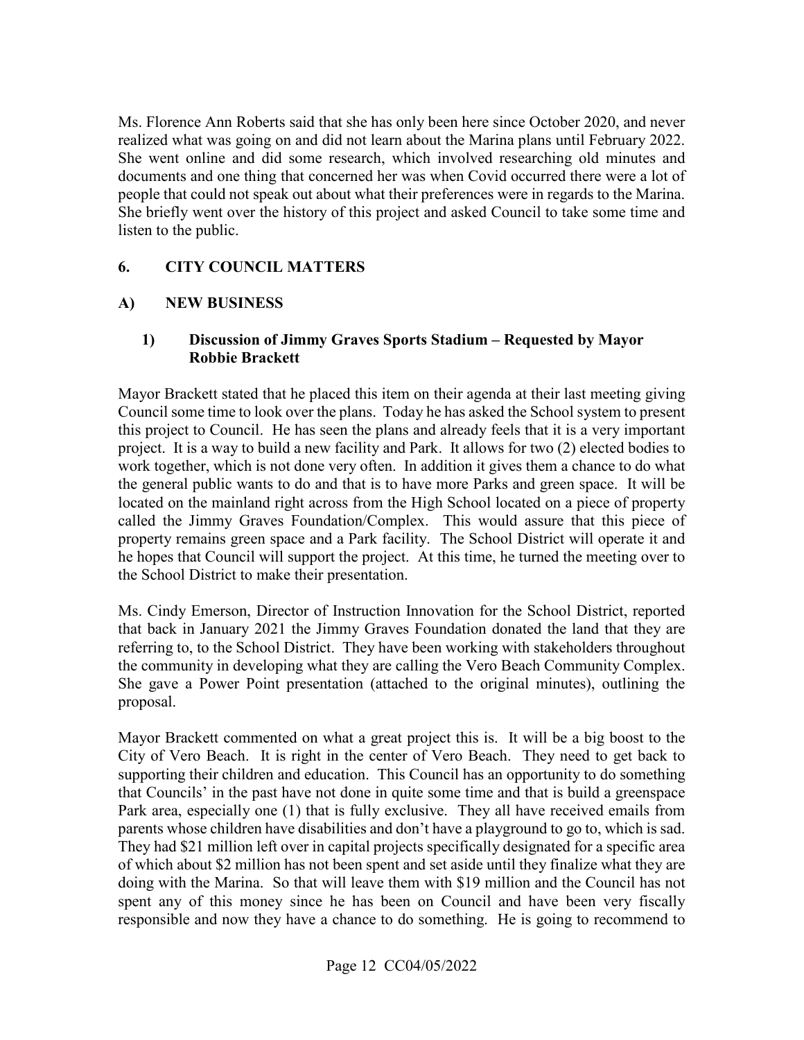Ms. Florence Ann Roberts said that she has only been here since October 2020, and never realized what was going on and did not learn about the Marina plans until February 2022. She went online and did some research, which involved researching old minutes and documents and one thing that concerned her was when Covid occurred there were a lot of people that could not speak out about what their preferences were in regards to the Marina. She briefly went over the history of this project and asked Council to take some time and listen to the public.

## 6. CITY COUNCIL MATTERS

## A) NEW BUSINESS

### 1) Discussion of Jimmy Graves Sports Stadium – Requested by Mayor Robbie Brackett

Mayor Brackett stated that he placed this item on their agenda at their last meeting giving Council some time to look over the plans. Today he has asked the School system to present this project to Council. He has seen the plans and already feels that it is a very important project. It is a way to build a new facility and Park. It allows for two (2) elected bodies to work together, which is not done very often. In addition it gives them a chance to do what the general public wants to do and that is to have more Parks and green space. It will be located on the mainland right across from the High School located on a piece of property called the Jimmy Graves Foundation/Complex. This would assure that this piece of property remains green space and a Park facility. The School District will operate it and he hopes that Council will support the project. At this time, he turned the meeting over to the School District to make their presentation.

Ms. Cindy Emerson, Director of Instruction Innovation for the School District, reported that back in January 2021 the Jimmy Graves Foundation donated the land that they are referring to, to the School District. They have been working with stakeholders throughout the community in developing what they are calling the Vero Beach Community Complex. She gave a Power Point presentation (attached to the original minutes), outlining the proposal.

Mayor Brackett commented on what a great project this is. It will be a big boost to the City of Vero Beach. It is right in the center of Vero Beach. They need to get back to supporting their children and education. This Council has an opportunity to do something that Councils' in the past have not done in quite some time and that is build a greenspace Park area, especially one (1) that is fully exclusive. They all have received emails from parents whose children have disabilities and don't have a playground to go to, which is sad. They had $21 million left over in capital projects specifically designated for a specific area of which about $2 million has not been spent and set aside until they finalize what they are doing with the Marina. So that will leave them with $19 million and the Council has not spent any of this money since he has been on Council and have been very fiscally responsible and now they have a chance to do something. He is going to recommend to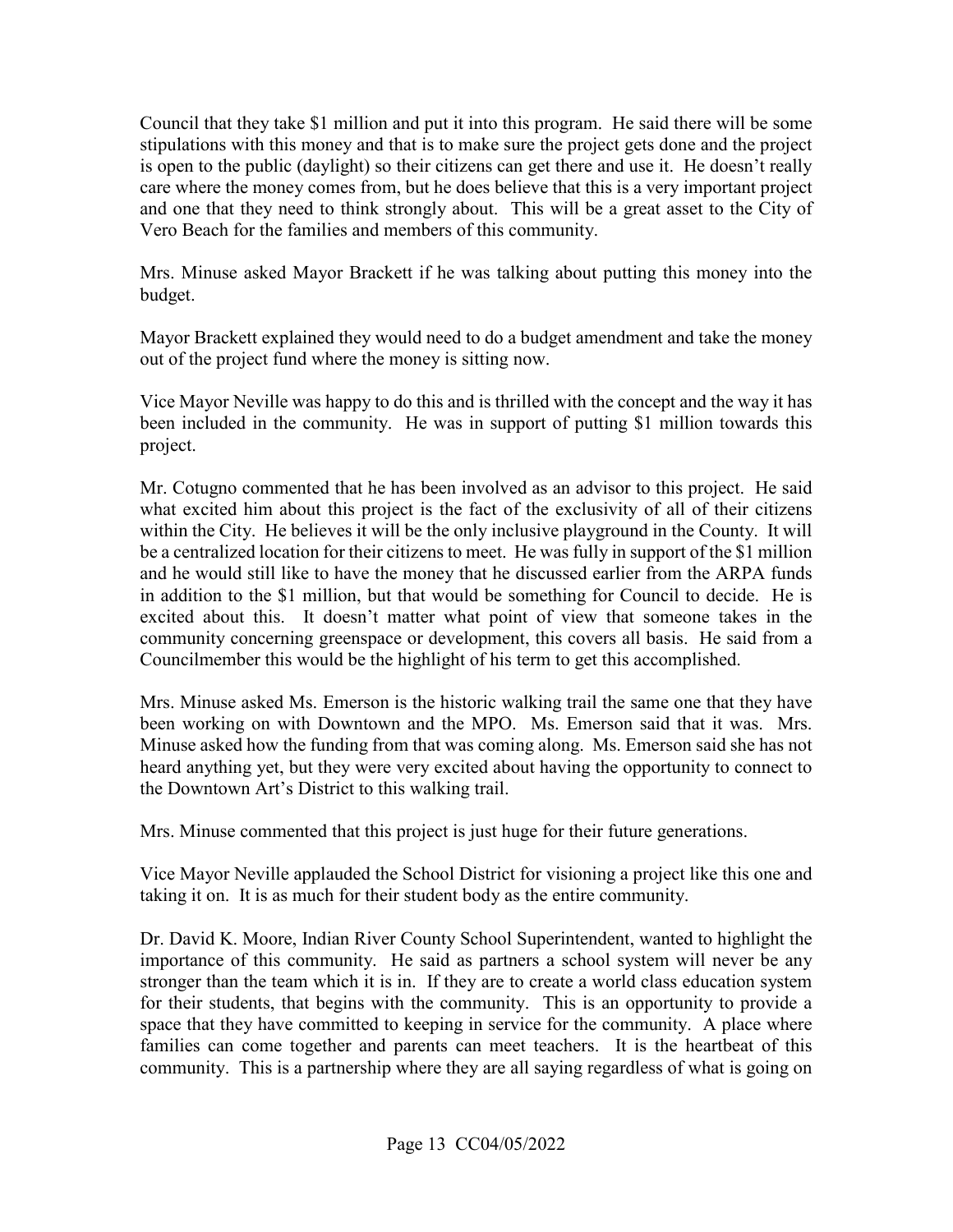Council that they take $1 million and put it into this program. He said there will be some stipulations with this money and that is to make sure the project gets done and the project is open to the public (daylight) so their citizens can get there and use it. He doesn't really care where the money comes from, but he does believe that this is a very important project and one that they need to think strongly about. This will be a great asset to the City of Vero Beach for the families and members of this community.

Mrs. Minuse asked Mayor Brackett if he was talking about putting this money into the budget.

Mayor Brackett explained they would need to do a budget amendment and take the money out of the project fund where the money is sitting now.

Vice Mayor Neville was happy to do this and is thrilled with the concept and the way it has been included in the community. He was in support of putting $1 million towards this project.

Mr. Cotugno commented that he has been involved as an advisor to this project. He said what excited him about this project is the fact of the exclusivity of all of their citizens within the City. He believes it will be the only inclusive playground in the County. It will be a centralized location for their citizens to meet. He was fully in support of the $1 million and he would still like to have the money that he discussed earlier from the ARPA funds in addition to the $1 million, but that would be something for Council to decide. He is excited about this. It doesn't matter what point of view that someone takes in the community concerning greenspace or development, this covers all basis. He said from a Councilmember this would be the highlight of his term to get this accomplished.

Mrs. Minuse asked Ms. Emerson is the historic walking trail the same one that they have been working on with Downtown and the MPO. Ms. Emerson said that it was. Mrs. Minuse asked how the funding from that was coming along. Ms. Emerson said she has not heard anything yet, but they were very excited about having the opportunity to connect to the Downtown Art's District to this walking trail.

Mrs. Minuse commented that this project is just huge for their future generations.

Vice Mayor Neville applauded the School District for visioning a project like this one and taking it on. It is as much for their student body as the entire community.

Dr. David K. Moore, Indian River County School Superintendent, wanted to highlight the importance of this community. He said as partners a school system will never be any stronger than the team which it is in. If they are to create a world class education system for their students, that begins with the community. This is an opportunity to provide a space that they have committed to keeping in service for the community. A place where families can come together and parents can meet teachers. It is the heartbeat of this community. This is a partnership where they are all saying regardless of what is going on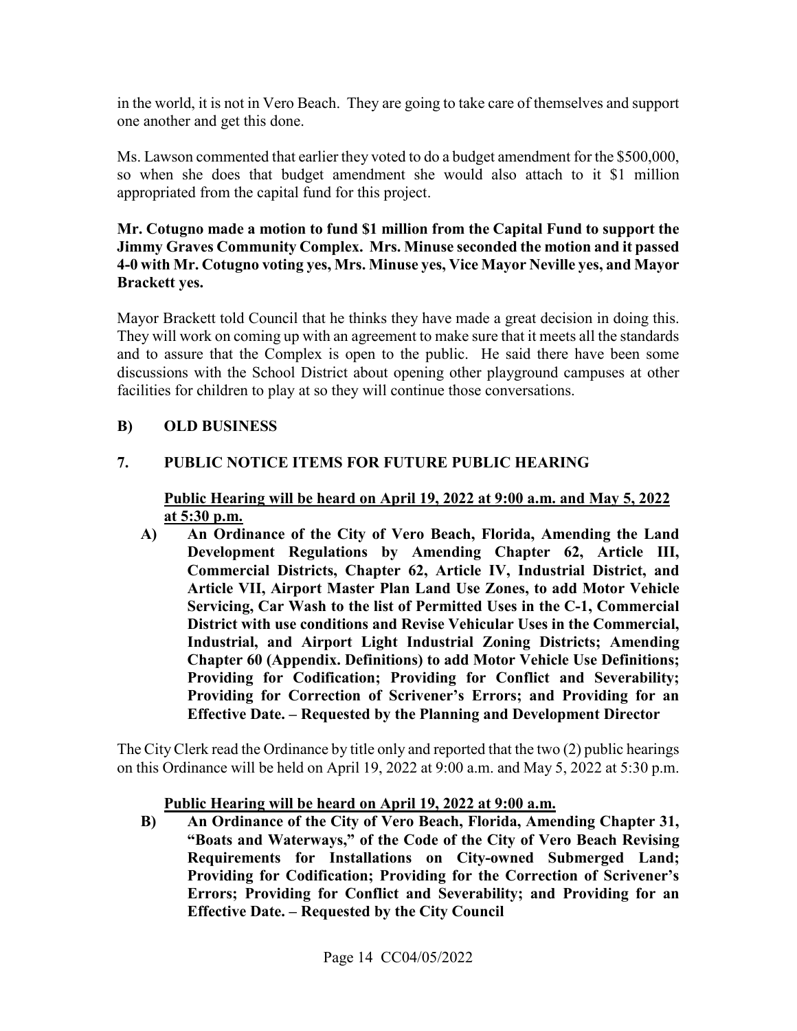in the world, it is not in Vero Beach. They are going to take care of themselves and support one another and get this done.

Ms. Lawson commented that earlier they voted to do a budget amendment for the $500,000, so when she does that budget amendment she would also attach to it $1 million appropriated from the capital fund for this project.

**Mr. Cotugno made a motion to fund $1 million from the Capital Fund to support the Jimmy Graves Community Complex. Mrs. Minuse seconded the motion and it passed 4-0 with Mr. Cotugno voting yes, Mrs. Minuse yes, Vice Mayor Neville yes, and Mayor Brackett yes.**

Mayor Brackett told Council that he thinks they have made a great decision in doing this. They will work on coming up with an agreement to make sure that it meets all the standards and to assure that the Complex is open to the public. He said there have been some discussions with the School District about opening other playground campuses at other facilities for children to play at so they will continue those conversations.

## B) OLD BUSINESS

## 7. PUBLIC NOTICE ITEMS FOR FUTURE PUBLIC HEARING

**<u>Public Hearing will be heard on April 19, 2022 at 9:00 a.m. and May 5, 2022 at 5:30 p.m.</u>**

**A) An Ordinance of the City of Vero Beach, Florida, Amending the Land Development Regulations by Amending Chapter 62, Article III, Commercial Districts, Chapter 62, Article IV, Industrial District, and Article VII, Airport Master Plan Land Use Zones, to add Motor Vehicle Servicing, Car Wash to the list of Permitted Uses in the C-1, Commercial District with use conditions and Revise Vehicular Uses in the Commercial, Industrial, and Airport Light Industrial Zoning Districts; Amending Chapter 60 (Appendix. Definitions) to add Motor Vehicle Use Definitions; Providing for Codification; Providing for Conflict and Severability; Providing for Correction of Scrivener's Errors; and Providing for an Effective Date. – Requested by the Planning and Development Director**

The City Clerk read the Ordinance by title only and reported that the two (2) public hearings on this Ordinance will be held on April 19, 2022 at 9:00 a.m. and May 5, 2022 at 5:30 p.m.

**<u>Public Hearing will be heard on April 19, 2022 at 9:00 a.m.</u>**

**B) An Ordinance of the City of Vero Beach, Florida, Amending Chapter 31, "Boats and Waterways," of the Code of the City of Vero Beach Revising Requirements for Installations on City-owned Submerged Land; Providing for Codification; Providing for the Correction of Scrivener's Errors; Providing for Conflict and Severability; and Providing for an Effective Date. – Requested by the City Council**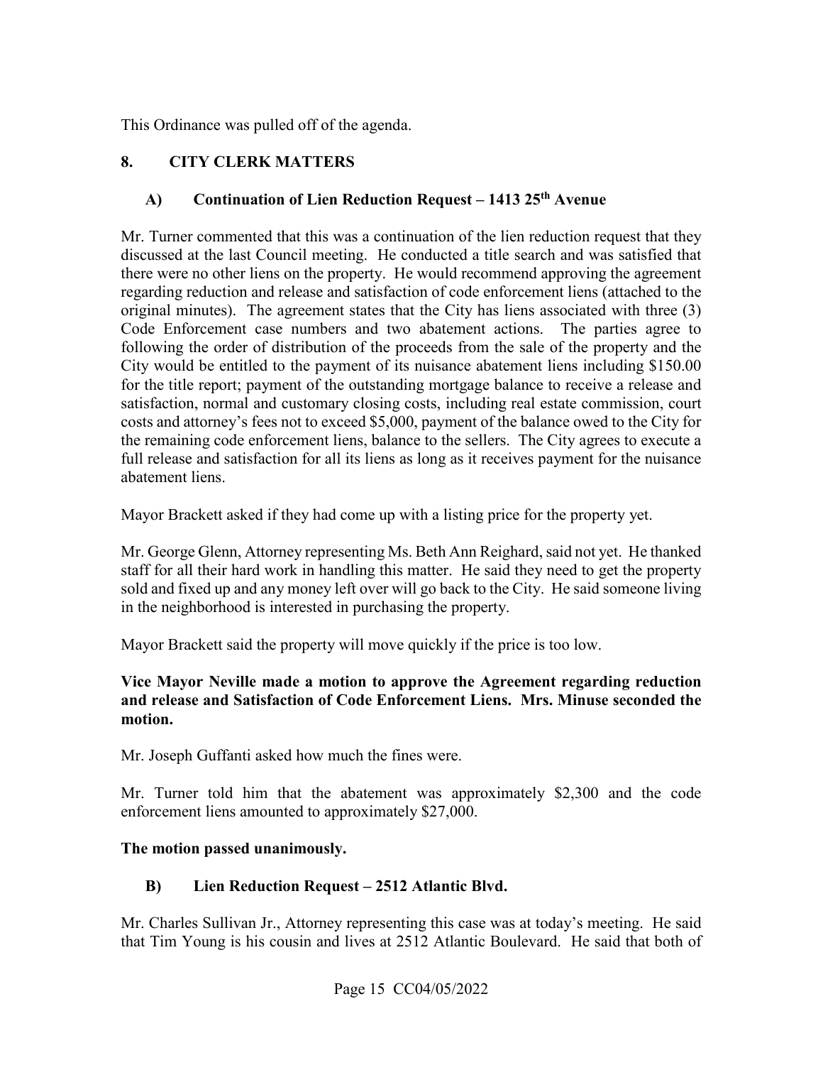This Ordinance was pulled off of the agenda.

## 8. CITY CLERK MATTERS

### A) Continuation of Lien Reduction Request – 1413 25th Avenue

Mr. Turner commented that this was a continuation of the lien reduction request that they discussed at the last Council meeting. He conducted a title search and was satisfied that there were no other liens on the property. He would recommend approving the agreement regarding reduction and release and satisfaction of code enforcement liens (attached to the original minutes). The agreement states that the City has liens associated with three (3) Code Enforcement case numbers and two abatement actions. The parties agree to following the order of distribution of the proceeds from the sale of the property and the City would be entitled to the payment of its nuisance abatement liens including $150.00 for the title report; payment of the outstanding mortgage balance to receive a release and satisfaction, normal and customary closing costs, including real estate commission, court costs and attorney's fees not to exceed $5,000, payment of the balance owed to the City for the remaining code enforcement liens, balance to the sellers. The City agrees to execute a full release and satisfaction for all its liens as long as it receives payment for the nuisance abatement liens.

Mayor Brackett asked if they had come up with a listing price for the property yet.

Mr. George Glenn, Attorney representing Ms. Beth Ann Reighard, said not yet. He thanked staff for all their hard work in handling this matter. He said they need to get the property sold and fixed up and any money left over will go back to the City. He said someone living in the neighborhood is interested in purchasing the property.

Mayor Brackett said the property will move quickly if the price is too low.

**Vice Mayor Neville made a motion to approve the Agreement regarding reduction and release and Satisfaction of Code Enforcement Liens. Mrs. Minuse seconded the motion.**

Mr. Joseph Guffanti asked how much the fines were.

Mr. Turner told him that the abatement was approximately $2,300 and the code enforcement liens amounted to approximately $27,000.

**The motion passed unanimously.**

### B) Lien Reduction Request – 2512 Atlantic Blvd.

Mr. Charles Sullivan Jr., Attorney representing this case was at today's meeting. He said that Tim Young is his cousin and lives at 2512 Atlantic Boulevard. He said that both of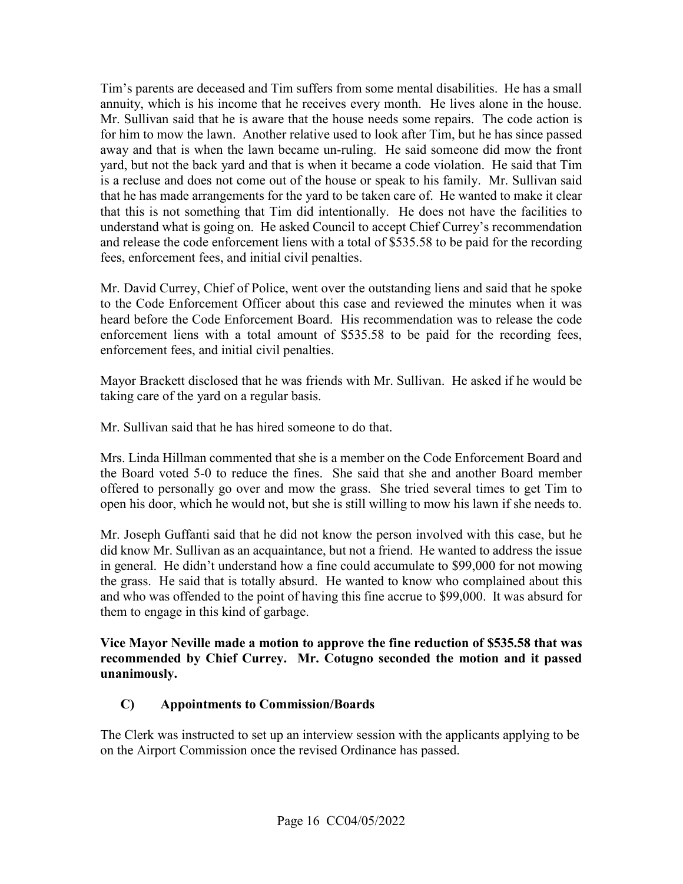Tim's parents are deceased and Tim suffers from some mental disabilities. He has a small annuity, which is his income that he receives every month. He lives alone in the house. Mr. Sullivan said that he is aware that the house needs some repairs. The code action is for him to mow the lawn. Another relative used to look after Tim, but he has since passed away and that is when the lawn became un-ruling. He said someone did mow the front yard, but not the back yard and that is when it became a code violation. He said that Tim is a recluse and does not come out of the house or speak to his family. Mr. Sullivan said that he has made arrangements for the yard to be taken care of. He wanted to make it clear that this is not something that Tim did intentionally. He does not have the facilities to understand what is going on. He asked Council to accept Chief Currey's recommendation and release the code enforcement liens with a total of $535.58 to be paid for the recording fees, enforcement fees, and initial civil penalties.

Mr. David Currey, Chief of Police, went over the outstanding liens and said that he spoke to the Code Enforcement Officer about this case and reviewed the minutes when it was heard before the Code Enforcement Board. His recommendation was to release the code enforcement liens with a total amount of $535.58 to be paid for the recording fees, enforcement fees, and initial civil penalties.

Mayor Brackett disclosed that he was friends with Mr. Sullivan. He asked if he would be taking care of the yard on a regular basis.

Mr. Sullivan said that he has hired someone to do that.

Mrs. Linda Hillman commented that she is a member on the Code Enforcement Board and the Board voted 5-0 to reduce the fines. She said that she and another Board member offered to personally go over and mow the grass. She tried several times to get Tim to open his door, which he would not, but she is still willing to mow his lawn if she needs to.

Mr. Joseph Guffanti said that he did not know the person involved with this case, but he did know Mr. Sullivan as an acquaintance, but not a friend. He wanted to address the issue in general. He didn't understand how a fine could accumulate to $99,000 for not mowing the grass. He said that is totally absurd. He wanted to know who complained about this and who was offended to the point of having this fine accrue to $99,000. It was absurd for them to engage in this kind of garbage.

**Vice Mayor Neville made a motion to approve the fine reduction of $535.58 that was recommended by Chief Currey. Mr. Cotugno seconded the motion and it passed unanimously.**

### C) Appointments to Commission/Boards

The Clerk was instructed to set up an interview session with the applicants applying to be on the Airport Commission once the revised Ordinance has passed.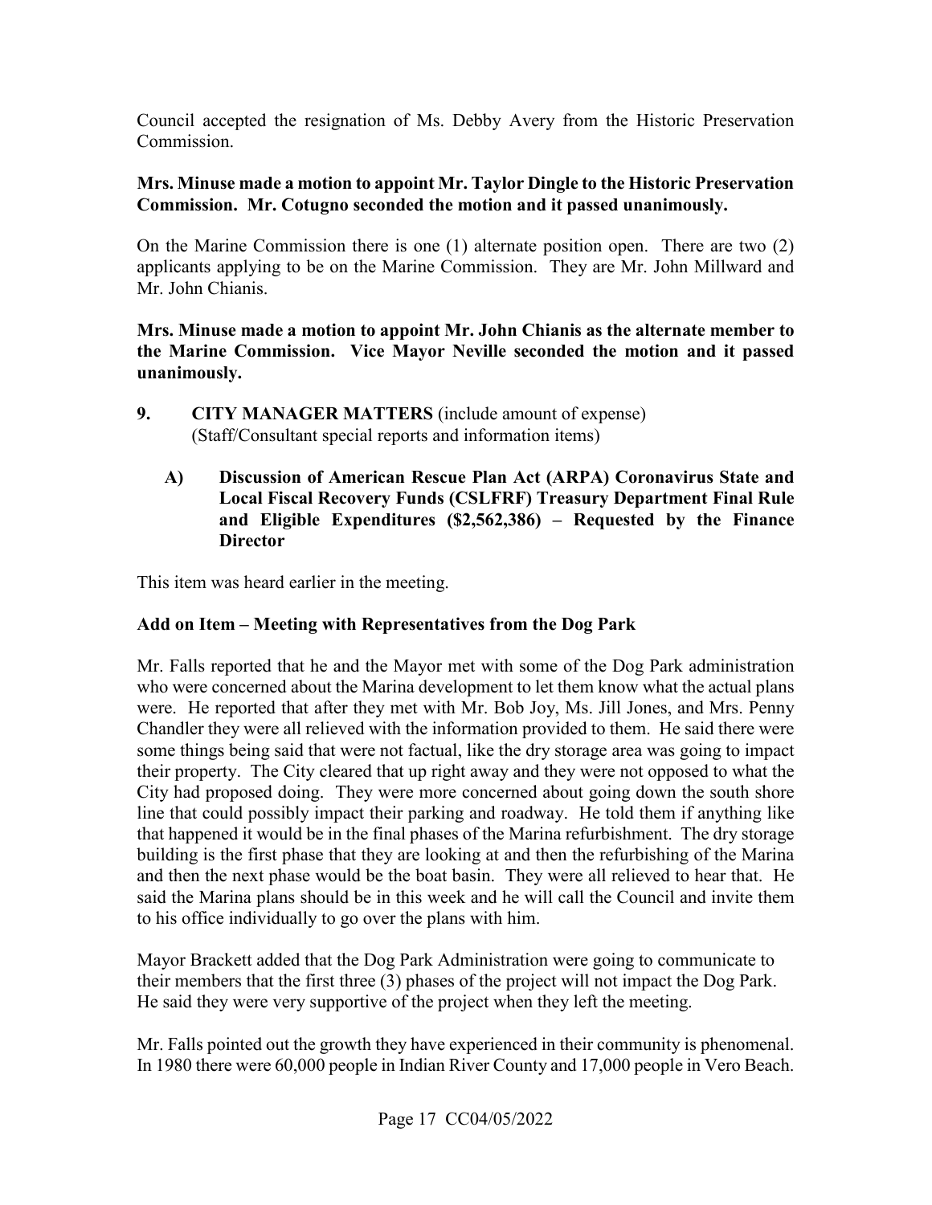Council accepted the resignation of Ms. Debby Avery from the Historic Preservation Commission.

**Mrs. Minuse made a motion to appoint Mr. Taylor Dingle to the Historic Preservation Commission. Mr. Cotugno seconded the motion and it passed unanimously.**

On the Marine Commission there is one (1) alternate position open. There are two (2) applicants applying to be on the Marine Commission. They are Mr. John Millward and Mr. John Chianis.

**Mrs. Minuse made a motion to appoint Mr. John Chianis as the alternate member to the Marine Commission. Vice Mayor Neville seconded the motion and it passed unanimously.**

**9. CITY MANAGER MATTERS** (include amount of expense) (Staff/Consultant special reports and information items)

**A) Discussion of American Rescue Plan Act (ARPA) Coronavirus State and Local Fiscal Recovery Funds (CSLFRF) Treasury Department Final Rule and Eligible Expenditures ($2,562,386) – Requested by the Finance Director**

This item was heard earlier in the meeting.

**Add on Item – Meeting with Representatives from the Dog Park**

Mr. Falls reported that he and the Mayor met with some of the Dog Park administration who were concerned about the Marina development to let them know what the actual plans were. He reported that after they met with Mr. Bob Joy, Ms. Jill Jones, and Mrs. Penny Chandler they were all relieved with the information provided to them. He said there were some things being said that were not factual, like the dry storage area was going to impact their property. The City cleared that up right away and they were not opposed to what the City had proposed doing. They were more concerned about going down the south shore line that could possibly impact their parking and roadway. He told them if anything like that happened it would be in the final phases of the Marina refurbishment. The dry storage building is the first phase that they are looking at and then the refurbishing of the Marina and then the next phase would be the boat basin. They were all relieved to hear that. He said the Marina plans should be in this week and he will call the Council and invite them to his office individually to go over the plans with him.

Mayor Brackett added that the Dog Park Administration were going to communicate to their members that the first three (3) phases of the project will not impact the Dog Park. He said they were very supportive of the project when they left the meeting.

Mr. Falls pointed out the growth they have experienced in their community is phenomenal. In 1980 there were 60,000 people in Indian River County and 17,000 people in Vero Beach.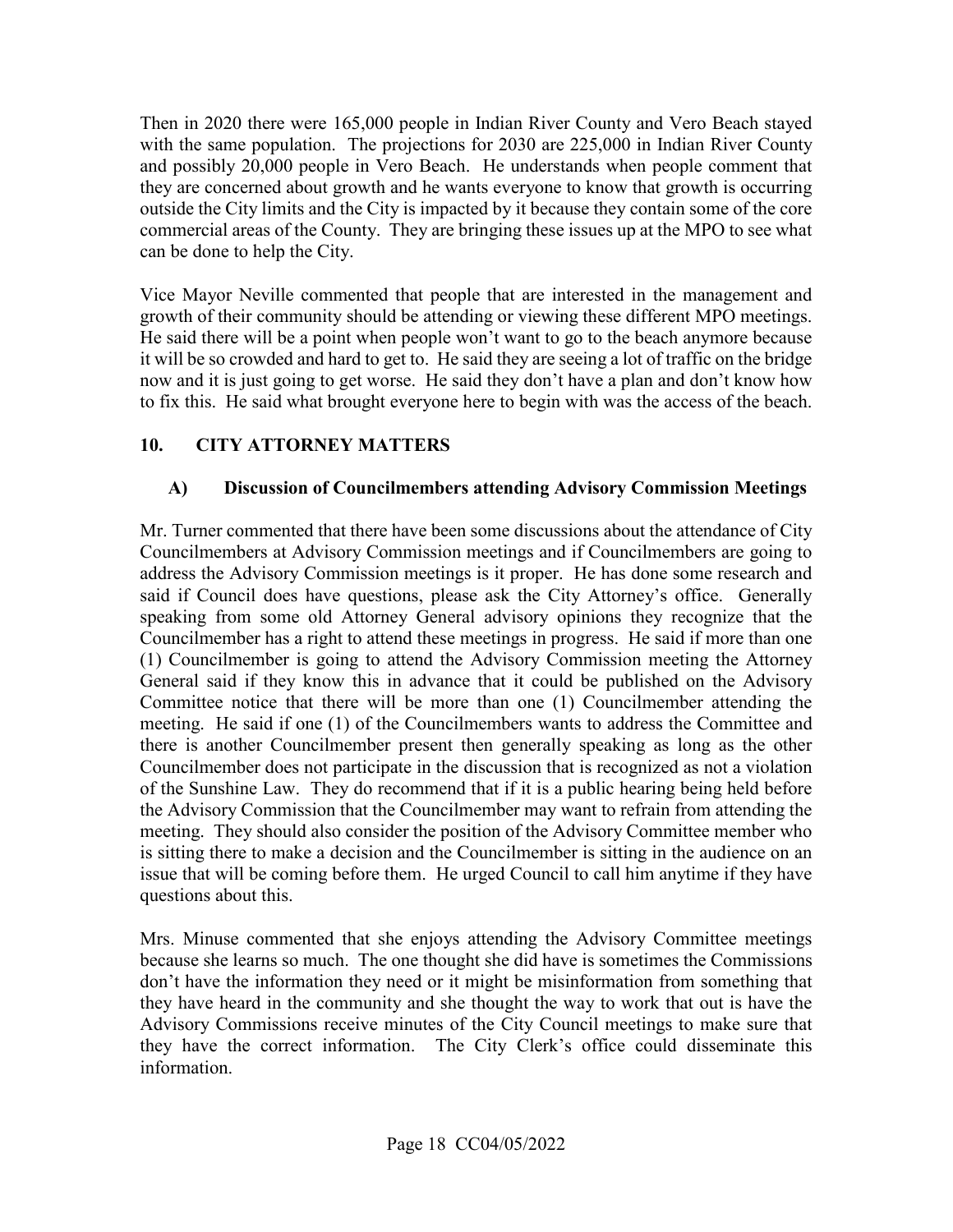Then in 2020 there were 165,000 people in Indian River County and Vero Beach stayed with the same population. The projections for 2030 are 225,000 in Indian River County and possibly 20,000 people in Vero Beach. He understands when people comment that they are concerned about growth and he wants everyone to know that growth is occurring outside the City limits and the City is impacted by it because they contain some of the core commercial areas of the County. They are bringing these issues up at the MPO to see what can be done to help the City.

Vice Mayor Neville commented that people that are interested in the management and growth of their community should be attending or viewing these different MPO meetings. He said there will be a point when people won't want to go to the beach anymore because it will be so crowded and hard to get to. He said they are seeing a lot of traffic on the bridge now and it is just going to get worse. He said they don't have a plan and don't know how to fix this. He said what brought everyone here to begin with was the access of the beach.

## 10. CITY ATTORNEY MATTERS

### A) Discussion of Councilmembers attending Advisory Commission Meetings

Mr. Turner commented that there have been some discussions about the attendance of City Councilmembers at Advisory Commission meetings and if Councilmembers are going to address the Advisory Commission meetings is it proper. He has done some research and said if Council does have questions, please ask the City Attorney's office. Generally speaking from some old Attorney General advisory opinions they recognize that the Councilmember has a right to attend these meetings in progress. He said if more than one (1) Councilmember is going to attend the Advisory Commission meeting the Attorney General said if they know this in advance that it could be published on the Advisory Committee notice that there will be more than one (1) Councilmember attending the meeting. He said if one (1) of the Councilmembers wants to address the Committee and there is another Councilmember present then generally speaking as long as the other Councilmember does not participate in the discussion that is recognized as not a violation of the Sunshine Law. They do recommend that if it is a public hearing being held before the Advisory Commission that the Councilmember may want to refrain from attending the meeting. They should also consider the position of the Advisory Committee member who is sitting there to make a decision and the Councilmember is sitting in the audience on an issue that will be coming before them. He urged Council to call him anytime if they have questions about this.

Mrs. Minuse commented that she enjoys attending the Advisory Committee meetings because she learns so much. The one thought she did have is sometimes the Commissions don't have the information they need or it might be misinformation from something that they have heard in the community and she thought the way to work that out is have the Advisory Commissions receive minutes of the City Council meetings to make sure that they have the correct information. The City Clerk's office could disseminate this information.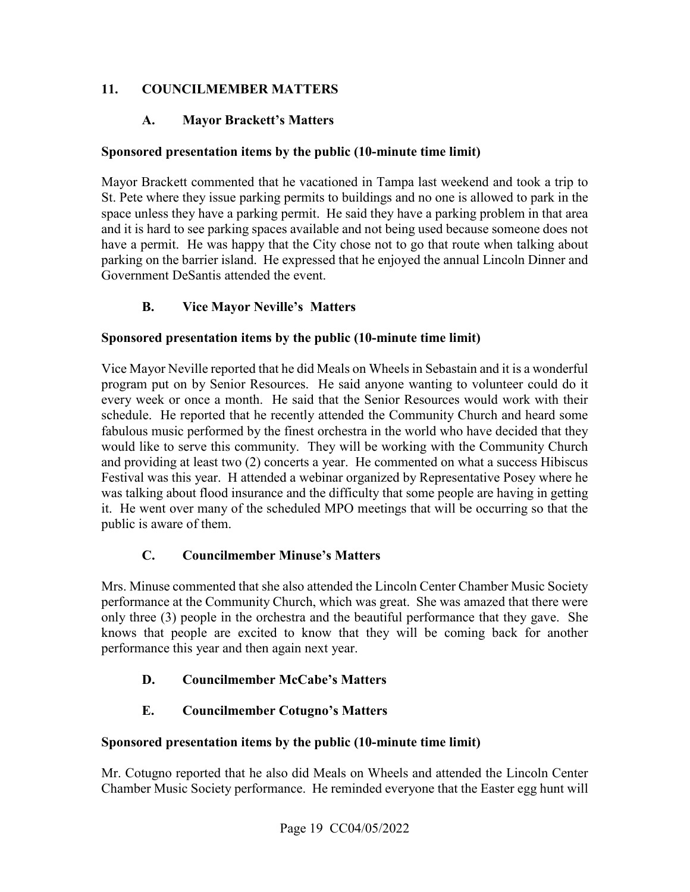## 11. COUNCILMEMBER MATTERS

### A. Mayor Brackett's Matters

**Sponsored presentation items by the public (10-minute time limit)**

Mayor Brackett commented that he vacationed in Tampa last weekend and took a trip to St. Pete where they issue parking permits to buildings and no one is allowed to park in the space unless they have a parking permit. He said they have a parking problem in that area and it is hard to see parking spaces available and not being used because someone does not have a permit. He was happy that the City chose not to go that route when talking about parking on the barrier island. He expressed that he enjoyed the annual Lincoln Dinner and Government DeSantis attended the event.

### B. Vice Mayor Neville's Matters

**Sponsored presentation items by the public (10-minute time limit)**

Vice Mayor Neville reported that he did Meals on Wheels in Sebastain and it is a wonderful program put on by Senior Resources. He said anyone wanting to volunteer could do it every week or once a month. He said that the Senior Resources would work with their schedule. He reported that he recently attended the Community Church and heard some fabulous music performed by the finest orchestra in the world who have decided that they would like to serve this community. They will be working with the Community Church and providing at least two (2) concerts a year. He commented on what a success Hibiscus Festival was this year. H attended a webinar organized by Representative Posey where he was talking about flood insurance and the difficulty that some people are having in getting it. He went over many of the scheduled MPO meetings that will be occurring so that the public is aware of them.

### C. Councilmember Minuse's Matters

Mrs. Minuse commented that she also attended the Lincoln Center Chamber Music Society performance at the Community Church, which was great. She was amazed that there were only three (3) people in the orchestra and the beautiful performance that they gave. She knows that people are excited to know that they will be coming back for another performance this year and then again next year.

### D. Councilmember McCabe's Matters

### E. Councilmember Cotugno's Matters

**Sponsored presentation items by the public (10-minute time limit)**

Mr. Cotugno reported that he also did Meals on Wheels and attended the Lincoln Center Chamber Music Society performance. He reminded everyone that the Easter egg hunt will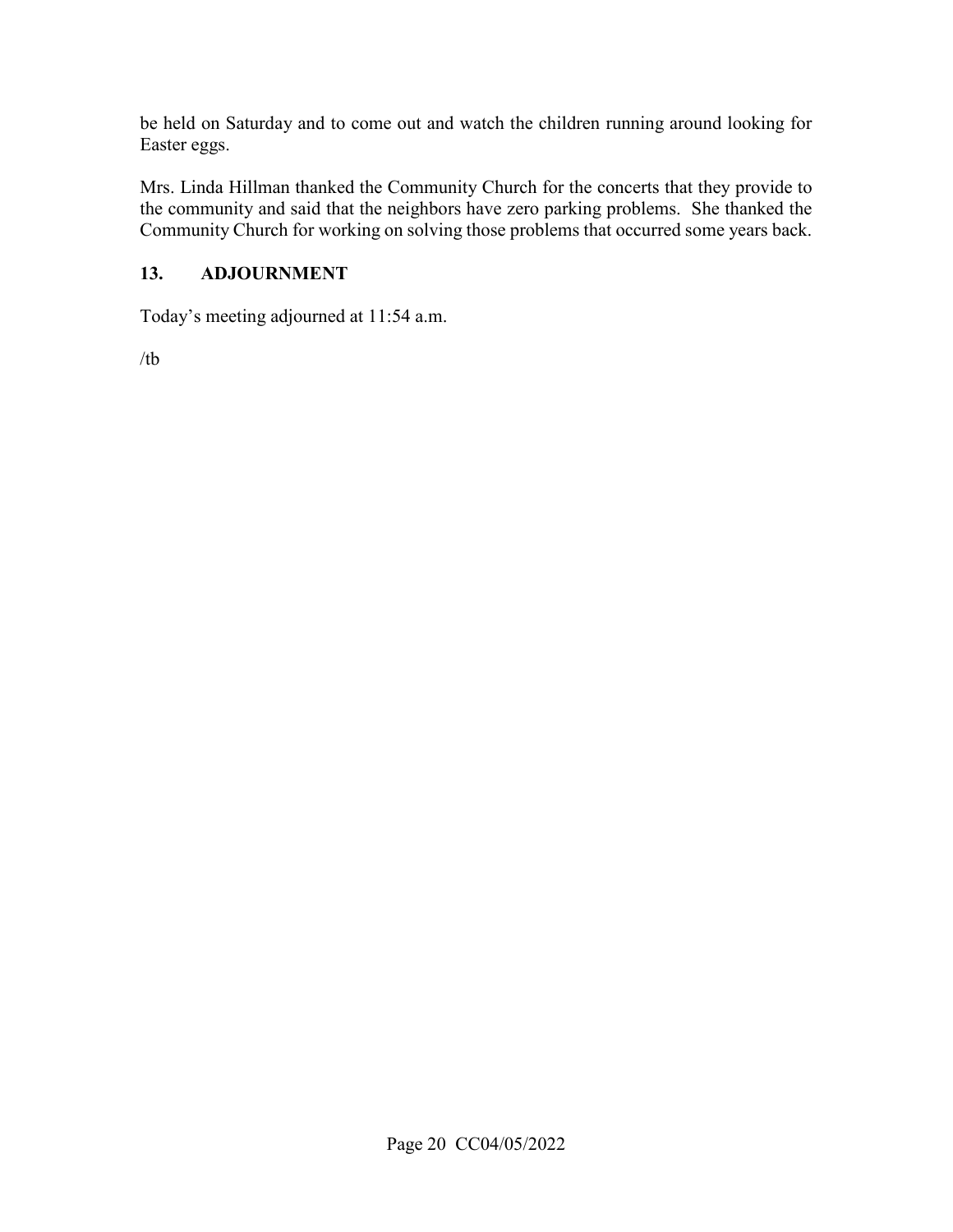be held on Saturday and to come out and watch the children running around looking for Easter eggs.

Mrs. Linda Hillman thanked the Community Church for the concerts that they provide to the community and said that the neighbors have zero parking problems. She thanked the Community Church for working on solving those problems that occurred some years back.

## 13. ADJOURNMENT

Today's meeting adjourned at 11:54 a.m.

/tb